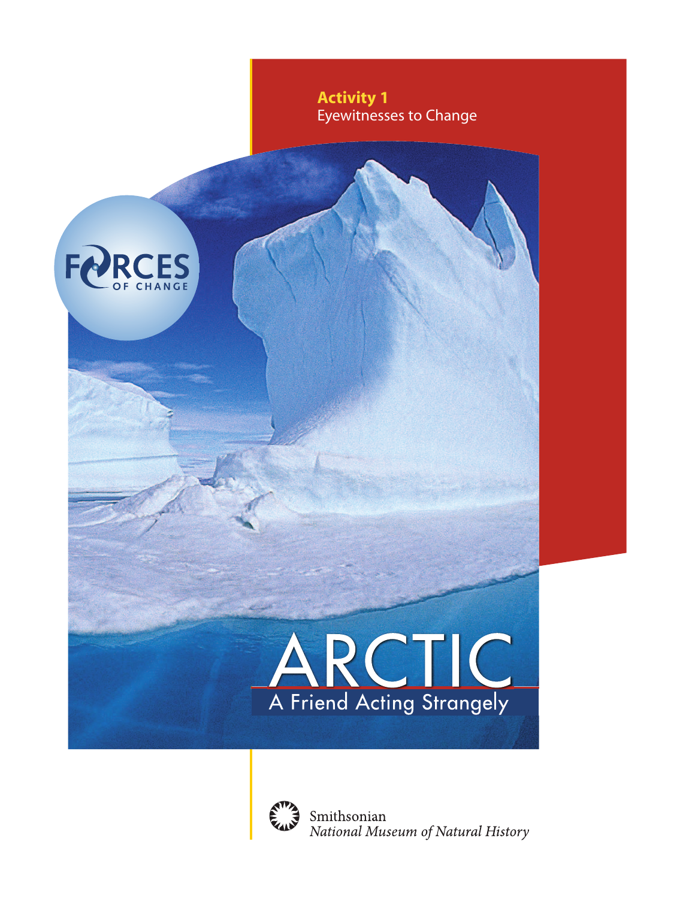**Activity 1**
Eyewitnesses to Change

FORCES OF CHANGE

# ARCTIC

## A Friend Acting Strangely

Smithsonian
*National Museum of Natural History*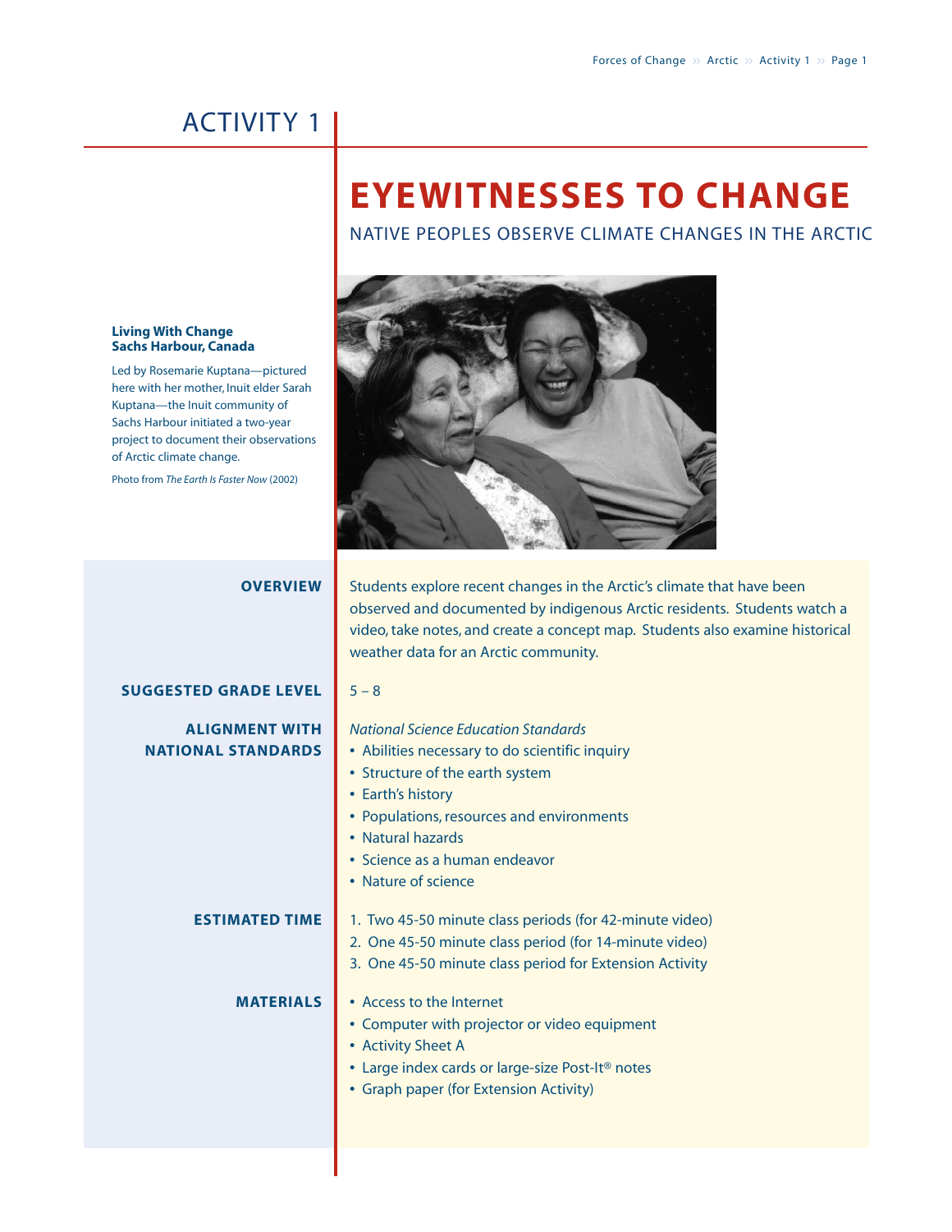# ACTIVITY 1

# EYEWITNESSES TO CHANGE

## NATIVE PEOPLES OBSERVE CLIMATE CHANGES IN THE ARCTIC

**Living With Change**
**Sachs Harbour, Canada**

Led by Rosemarie Kuptana—pictured here with her mother, Inuit elder Sarah Kuptana—the Inuit community of Sachs Harbour initiated a two-year project to document their observations of Arctic climate change.

Photo from *The Earth Is Faster Now* (2002)

**OVERVIEW**

Students explore recent changes in the Arctic's climate that have been observed and documented by indigenous Arctic residents. Students watch a video, take notes, and create a concept map. Students also examine historical weather data for an Arctic community.

**SUGGESTED GRADE LEVEL**

5 – 8

**ALIGNMENT WITH NATIONAL STANDARDS**

*National Science Education Standards*

- Abilities necessary to do scientific inquiry
- Structure of the earth system
- Earth's history
- Populations, resources and environments
- Natural hazards
- Science as a human endeavor
- Nature of science

**ESTIMATED TIME**

1. Two 45-50 minute class periods (for 42-minute video)
2. One 45-50 minute class period (for 14-minute video)
3. One 45-50 minute class period for Extension Activity

**MATERIALS**

- Access to the Internet
- Computer with projector or video equipment
- Activity Sheet A
- Large index cards or large-size Post-It® notes
- Graph paper (for Extension Activity)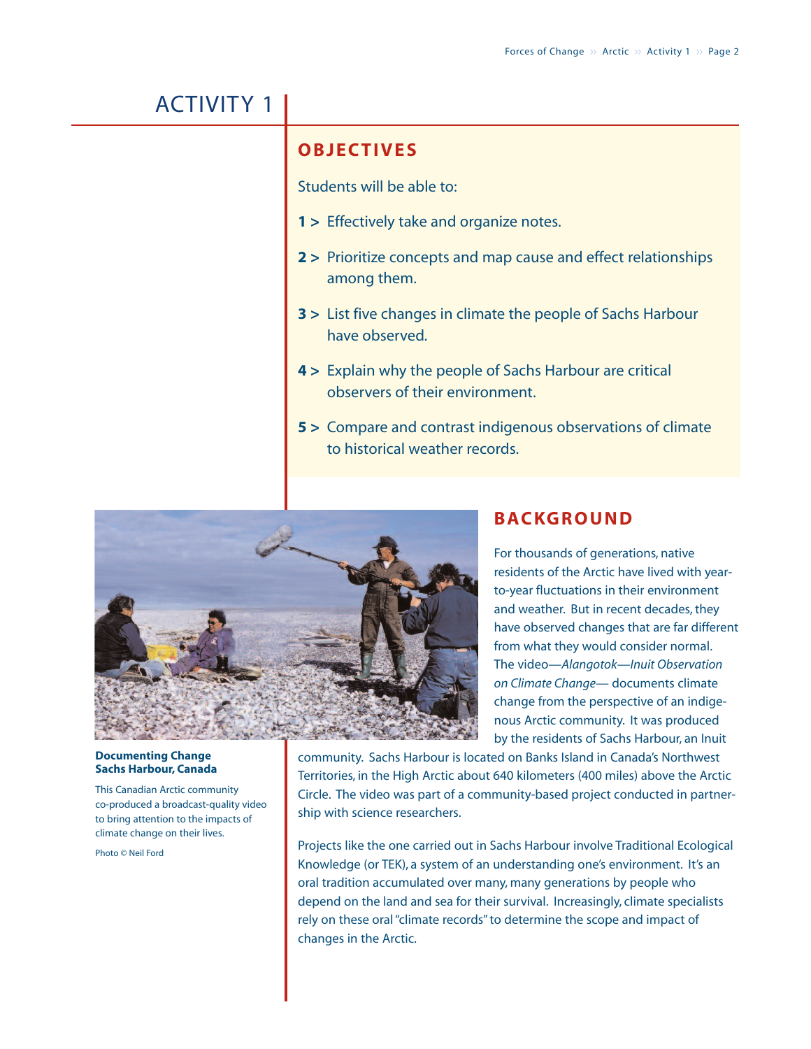# ACTIVITY 1

## OBJECTIVES

Students will be able to:

**1 >** Effectively take and organize notes.

**2 >** Prioritize concepts and map cause and effect relationships among them.

**3 >** List five changes in climate the people of Sachs Harbour have observed.

**4 >** Explain why the people of Sachs Harbour are critical observers of their environment.

**5 >** Compare and contrast indigenous observations of climate to historical weather records.

**Documenting Change Sachs Harbour, Canada**

This Canadian Arctic community co-produced a broadcast-quality video to bring attention to the impacts of climate change on their lives.

Photo © Neil Ford

## BACKGROUND

For thousands of generations, native residents of the Arctic have lived with year-to-year fluctuations in their environment and weather. But in recent decades, they have observed changes that are far different from what they would consider normal. The video—*Alangotok—Inuit Observation on Climate Change*— documents climate change from the perspective of an indigenous Arctic community. It was produced by the residents of Sachs Harbour, an Inuit community. Sachs Harbour is located on Banks Island in Canada's Northwest Territories, in the High Arctic about 640 kilometers (400 miles) above the Arctic Circle. The video was part of a community-based project conducted in partnership with science researchers.

Projects like the one carried out in Sachs Harbour involve Traditional Ecological Knowledge (or TEK), a system of an understanding one's environment. It's an oral tradition accumulated over many, many generations by people who depend on the land and sea for their survival. Increasingly, climate specialists rely on these oral "climate records" to determine the scope and impact of changes in the Arctic.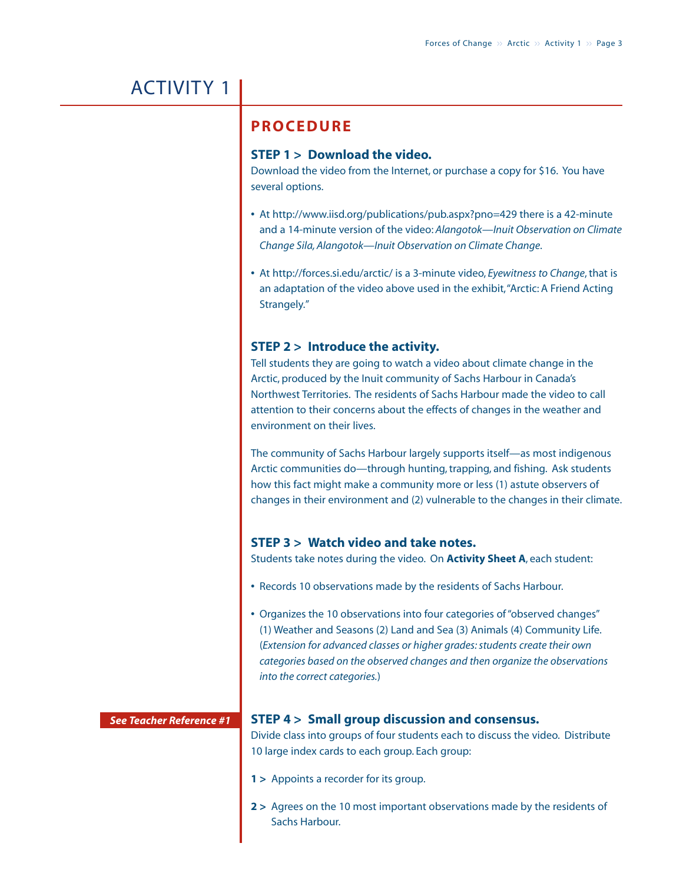# ACTIVITY 1

## PROCEDURE

### STEP 1 > Download the video.

Download the video from the Internet, or purchase a copy for $16. You have several options.

- At http://www.iisd.org/publications/pub.aspx?pno=429 there is a 42-minute and a 14-minute version of the video: *Alangotok—Inuit Observation on Climate Change Sila, Alangotok—Inuit Observation on Climate Change*.
- At http://forces.si.edu/arctic/ is a 3-minute video, *Eyewitness to Change*, that is an adaptation of the video above used in the exhibit, "Arctic: A Friend Acting Strangely."

### STEP 2 > Introduce the activity.

Tell students they are going to watch a video about climate change in the Arctic, produced by the Inuit community of Sachs Harbour in Canada's Northwest Territories. The residents of Sachs Harbour made the video to call attention to their concerns about the effects of changes in the weather and environment on their lives.

The community of Sachs Harbour largely supports itself—as most indigenous Arctic communities do—through hunting, trapping, and fishing. Ask students how this fact might make a community more or less (1) astute observers of changes in their environment and (2) vulnerable to the changes in their climate.

### STEP 3 > Watch video and take notes.

Students take notes during the video. On **Activity Sheet A**, each student:

- Records 10 observations made by the residents of Sachs Harbour.
- Organizes the 10 observations into four categories of "observed changes" (1) Weather and Seasons (2) Land and Sea (3) Animals (4) Community Life. (*Extension for advanced classes or higher grades: students create their own categories based on the observed changes and then organize the observations into the correct categories.*)

***See Teacher Reference #1***

### STEP 4 > Small group discussion and consensus.

Divide class into groups of four students each to discuss the video. Distribute 10 large index cards to each group. Each group:

**1 >** Appoints a recorder for its group.

**2 >** Agrees on the 10 most important observations made by the residents of Sachs Harbour.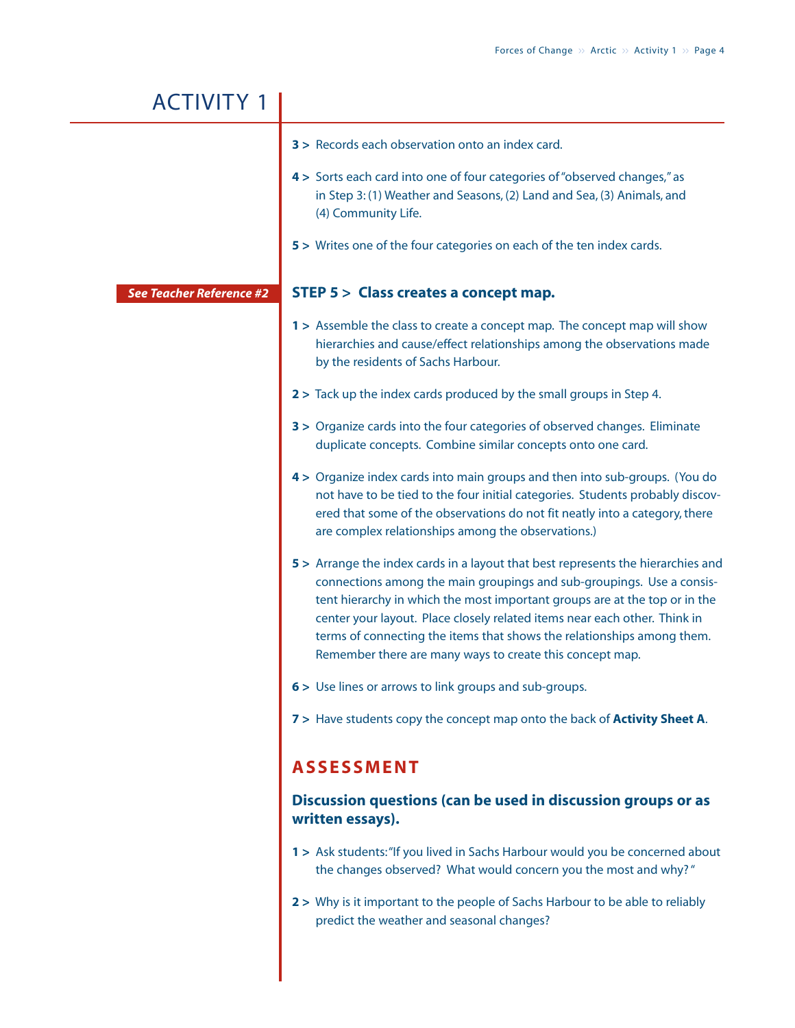# ACTIVITY 1

3 > Records each observation onto an index card.

4 > Sorts each card into one of four categories of "observed changes," as in Step 3: (1) Weather and Seasons, (2) Land and Sea, (3) Animals, and (4) Community Life.

5 > Writes one of the four categories on each of the ten index cards.

*See Teacher Reference #2*

### STEP 5 > Class creates a concept map.

1 > Assemble the class to create a concept map. The concept map will show hierarchies and cause/effect relationships among the observations made by the residents of Sachs Harbour.

2 > Tack up the index cards produced by the small groups in Step 4.

3 > Organize cards into the four categories of observed changes. Eliminate duplicate concepts. Combine similar concepts onto one card.

4 > Organize index cards into main groups and then into sub-groups. (You do not have to be tied to the four initial categories. Students probably discovered that some of the observations do not fit neatly into a category, there are complex relationships among the observations.)

5 > Arrange the index cards in a layout that best represents the hierarchies and connections among the main groupings and sub-groupings. Use a consistent hierarchy in which the most important groups are at the top or in the center your layout. Place closely related items near each other. Think in terms of connecting the items that shows the relationships among them. Remember there are many ways to create this concept map.

6 > Use lines or arrows to link groups and sub-groups.

7 > Have students copy the concept map onto the back of **Activity Sheet A**.

## ASSESSMENT

### Discussion questions (can be used in discussion groups or as written essays).

1 > Ask students: "If you lived in Sachs Harbour would you be concerned about the changes observed? What would concern you the most and why?"

2 > Why is it important to the people of Sachs Harbour to be able to reliably predict the weather and seasonal changes?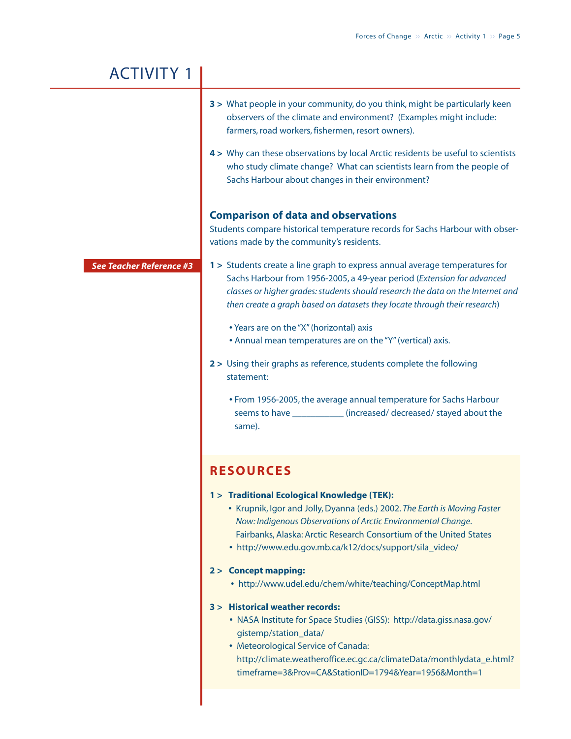# ACTIVITY 1

**3 >** What people in your community, do you think, might be particularly keen observers of the climate and environment? (Examples might include: farmers, road workers, fishermen, resort owners).

**4 >** Why can these observations by local Arctic residents be useful to scientists who study climate change? What can scientists learn from the people of Sachs Harbour about changes in their environment?

### Comparison of data and observations

Students compare historical temperature records for Sachs Harbour with observations made by the community's residents.

***See Teacher Reference #3***

**1 >** Students create a line graph to express annual average temperatures for Sachs Harbour from 1956-2005, a 49-year period (*Extension for advanced classes or higher grades: students should research the data on the Internet and then create a graph based on datasets they locate through their research*)

- Years are on the "X" (horizontal) axis
- Annual mean temperatures are on the "Y" (vertical) axis.

**2 >** Using their graphs as reference, students complete the following statement:

- From 1956-2005, the average annual temperature for Sachs Harbour seems to have ___________ (increased/ decreased/ stayed about the same).

## RESOURCES

**1 > Traditional Ecological Knowledge (TEK):**

- Krupnik, Igor and Jolly, Dyanna (eds.) 2002. *The Earth is Moving Faster Now: Indigenous Observations of Arctic Environmental Change.* Fairbanks, Alaska: Arctic Research Consortium of the United States
- http://www.edu.gov.mb.ca/k12/docs/support/sila_video/

**2 > Concept mapping:**

- http://www.udel.edu/chem/white/teaching/ConceptMap.html

**3 > Historical weather records:**

- NASA Institute for Space Studies (GISS): http://data.giss.nasa.gov/gistemp/station_data/
- Meteorological Service of Canada: http://climate.weatheroffice.ec.gc.ca/climateData/monthlydata_e.html?timeframe=3&Prov=CA&StationID=1794&Year=1956&Month=1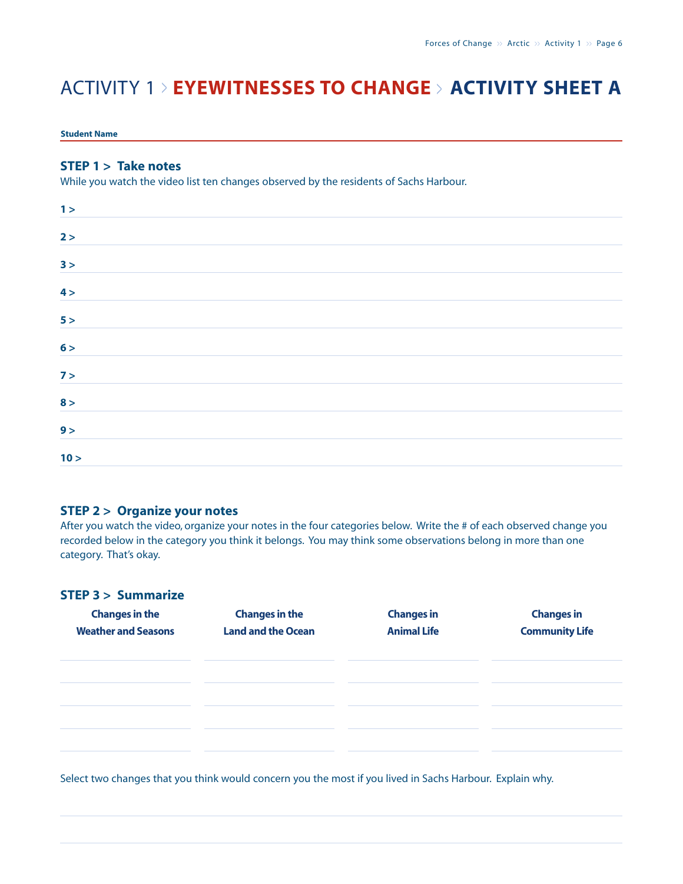# ACTIVITY 1 > EYEWITNESSES TO CHANGE > ACTIVITY SHEET A

**Student Name**

### STEP 1 > Take notes

While you watch the video list ten changes observed by the residents of Sachs Harbour.

**1 >**

**2 >**

**3 >**

**4 >**

**5 >**

**6 >**

**7 >**

**8 >**

**9 >**

**10 >**

### STEP 2 > Organize your notes

After you watch the video, organize your notes in the four categories below. Write the # of each observed change you recorded below in the category you think it belongs. You may think some observations belong in more than one category. That's okay.

### STEP 3 > Summarize

| Changes in the Weather and Seasons | Changes in the Land and the Ocean | Changes in Animal Life | Changes in Community Life |
|---|---|---|---|
| | | | |
| | | | |
| | | | |
| | | | |
| | | | |

Select two changes that you think would concern you the most if you lived in Sachs Harbour. Explain why.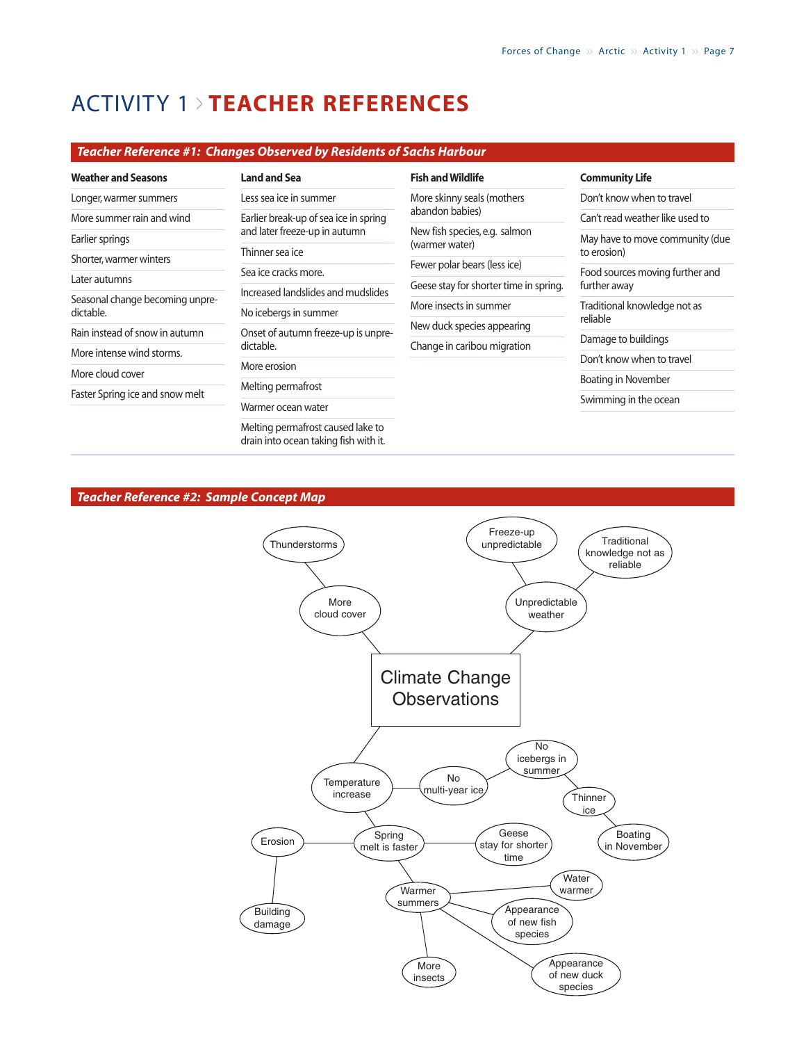# ACTIVITY 1 › TEACHER REFERENCES

## *Teacher Reference #1: Changes Observed by Residents of Sachs Harbour*

| Weather and Seasons | Land and Sea | Fish and Wildlife | Community Life |
|---|---|---|---|
| Longer, warmer summers | Less sea ice in summer | More skinny seals (mothers abandon babies) | Don't know when to travel |
| More summer rain and wind | Earlier break-up of sea ice in spring and later freeze-up in autumn | New fish species, e.g. salmon (warmer water) | Can't read weather like used to |
| Earlier springs | Thinner sea ice | Fewer polar bears (less ice) | May have to move community (due to erosion) |
| Shorter, warmer winters | Sea ice cracks more. | Geese stay for shorter time in spring. | Food sources moving further and further away |
| Later autumns | Increased landslides and mudslides | More insects in summer | Traditional knowledge not as reliable |
| Seasonal change becoming unpredictable. | No icebergs in summer | New duck species appearing | Damage to buildings |
| Rain instead of snow in autumn | Onset of autumn freeze-up is unpredictable. | Change in caribou migration | Don't know when to travel |
| More intense wind storms. | More erosion | | Boating in November |
| More cloud cover | Melting permafrost | | Swimming in the ocean |
| Faster Spring ice and snow melt | Warmer ocean water | | |
| | Melting permafrost caused lake to drain into ocean taking fish with it. | | |

## *Teacher Reference #2: Sample Concept Map*

**Climate Change Observations**

- More cloud cover
  - Thunderstorms
- Unpredictable weather
  - Freeze-up unpredictable
  - Traditional knowledge not as reliable
- Temperature increase
  - No multi-year ice
    - No icebergs in summer
      - Thinner ice
        - Boating in November
  - Spring melt is faster
    - Erosion
      - Building damage
    - Geese stay for shorter time
    - Warmer summers
      - Water warmer
      - Appearance of new fish species
      - Appearance of new duck species
      - More insects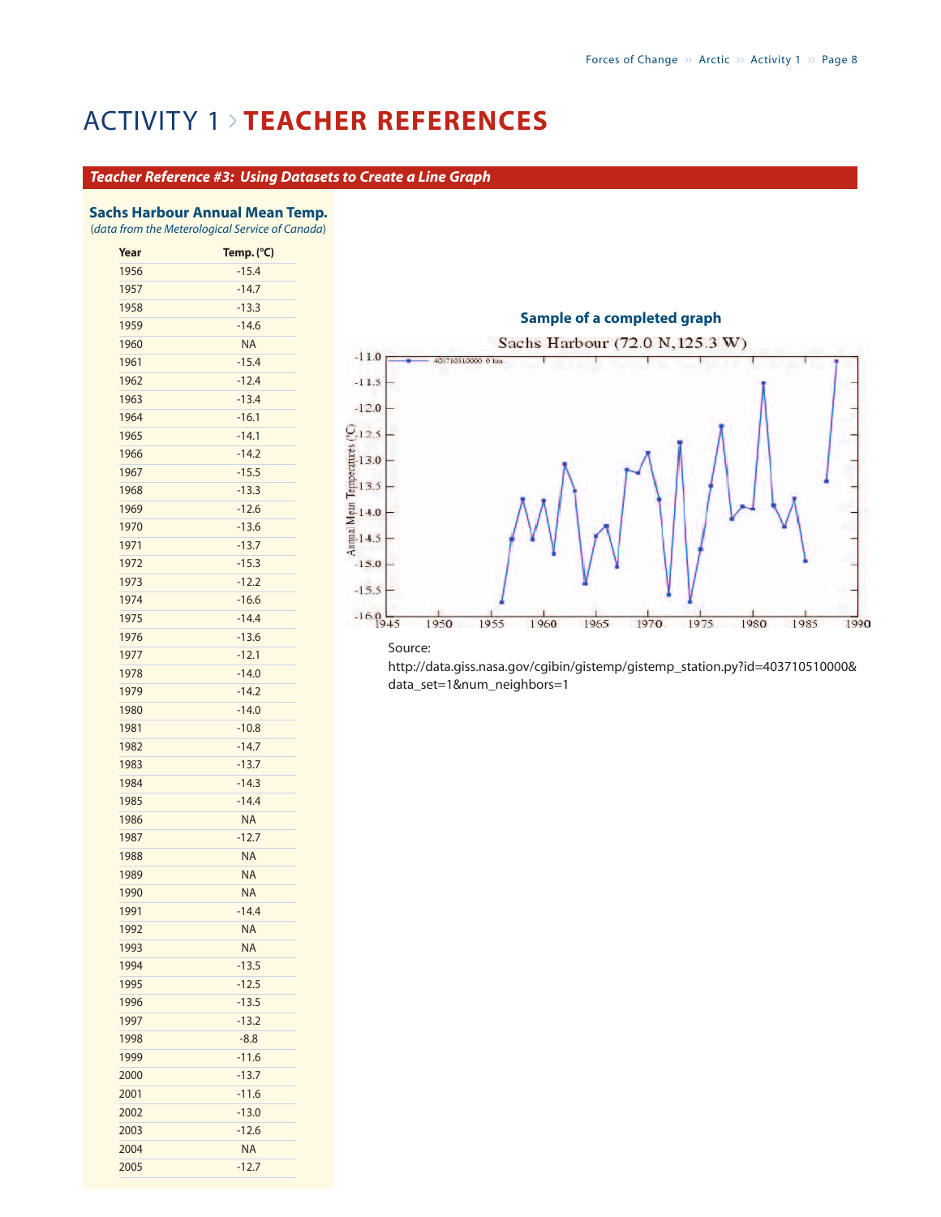# ACTIVITY 1 › TEACHER REFERENCES

## Teacher Reference #3: Using Datasets to Create a Line Graph

### Sachs Harbour Annual Mean Temp.

*(data from the Meterological Service of Canada)*

| Year | Temp. (°C) |
|---|---|
| 1956 | -15.4 |
| 1957 | -14.7 |
| 1958 | -13.3 |
| 1959 | -14.6 |
| 1960 | NA |
| 1961 | -15.4 |
| 1962 | -12.4 |
| 1963 | -13.4 |
| 1964 | -16.1 |
| 1965 | -14.1 |
| 1966 | -14.2 |
| 1967 | -15.5 |
| 1968 | -13.3 |
| 1969 | -12.6 |
| 1970 | -13.6 |
| 1971 | -13.7 |
| 1972 | -15.3 |
| 1973 | -12.2 |
| 1974 | -16.6 |
| 1975 | -14.4 |
| 1976 | -13.6 |
| 1977 | -12.1 |
| 1978 | -14.0 |
| 1979 | -14.2 |
| 1980 | -14.0 |
| 1981 | -10.8 |
| 1982 | -14.7 |
| 1983 | -13.7 |
| 1984 | -14.3 |
| 1985 | -14.4 |
| 1986 | NA |
| 1987 | -12.7 |
| 1988 | NA |
| 1989 | NA |
| 1990 | NA |
| 1991 | -14.4 |
| 1992 | NA |
| 1993 | NA |
| 1994 | -13.5 |
| 1995 | -12.5 |
| 1996 | -13.5 |
| 1997 | -13.2 |
| 1998 | -8.8 |
| 1999 | -11.6 |
| 2000 | -13.7 |
| 2001 | -11.6 |
| 2002 | -13.0 |
| 2003 | -12.6 |
| 2004 | NA |
| 2005 | -12.7 |

### Sample of a completed graph

Sachs Harbour (72.0 N,125.3 W)

403710510000 0 km

Annual Mean Temperatures (°C)

-11.0
-11.5
-12.0
-12.5
-13.0
-13.5
-14.0
-14.5
-15.0
-15.5
-16.0

1945 1950 1955 1960 1965 1970 1975 1980 1985 1990

Source:
http://data.giss.nasa.gov/cgibin/gistemp/gistemp_station.py?id=403710510000&data_set=1&num_neighbors=1